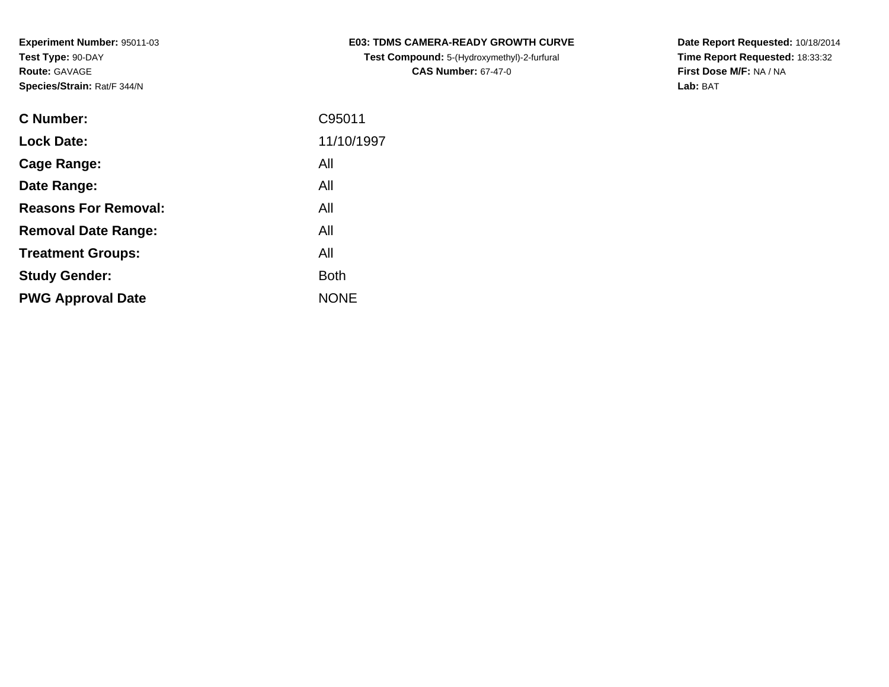**Experiment Number:** 95011-03
**Test Type:** 90-DAY
**Route:** GAVAGE
**Species/Strain:** Rat/F 344/N

**E03: TDMS CAMERA-READY GROWTH CURVE**
**Test Compound:** 5-(Hydroxymethyl)-2-furfural
**CAS Number:** 67-47-0

**Date Report Requested:** 10/18/2014
**Time Report Requested:** 18:33:32
**First Dose M/F:** NA / NA
**Lab:** BAT

| | |
|---|---|
| **C Number:** | C95011 |
| **Lock Date:** | 11/10/1997 |
| **Cage Range:** | All |
| **Date Range:** | All |
| **Reasons For Removal:** | All |
| **Removal Date Range:** | All |
| **Treatment Groups:** | All |
| **Study Gender:** | Both |
| **PWG Approval Date** | NONE |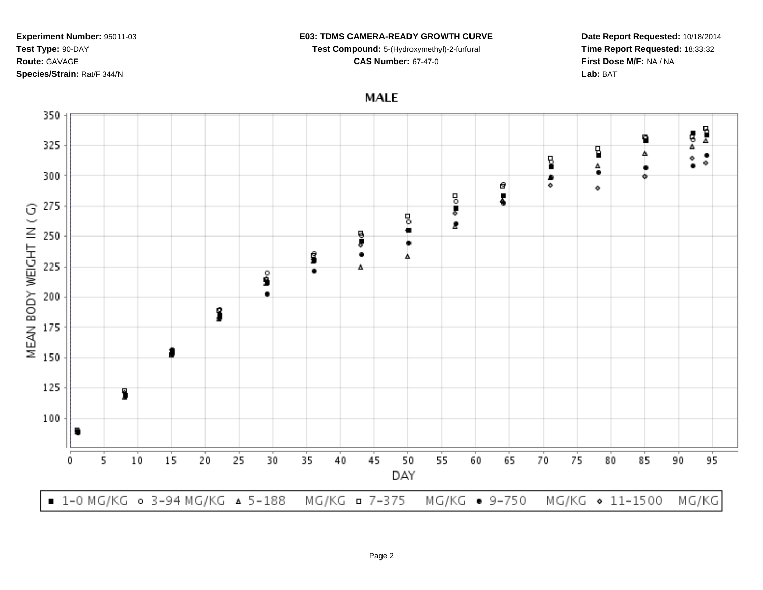**Experiment Number:** 95011-03
**Test Type:** 90-DAY
**Route:** GAVAGE
**Species/Strain:** Rat/F 344/N

**E03: TDMS CAMERA-READY GROWTH CURVE**
**Test Compound:** 5-(Hydroxymethyl)-2-furfural
**CAS Number:** 67-47-0

**Date Report Requested:** 10/18/2014
**Time Report Requested:** 18:33:32
**First Dose M/F:** NA / NA
**Lab:** BAT

MALE

MEAN BODY WEIGHT IN ( G)

DAY

■ 1-0 MG/KG ○ 3-94 MG/KG △ 5-188 MG/KG □ 7-375 MG/KG ● 9-750 MG/KG ◇ 11-1500 MG/KG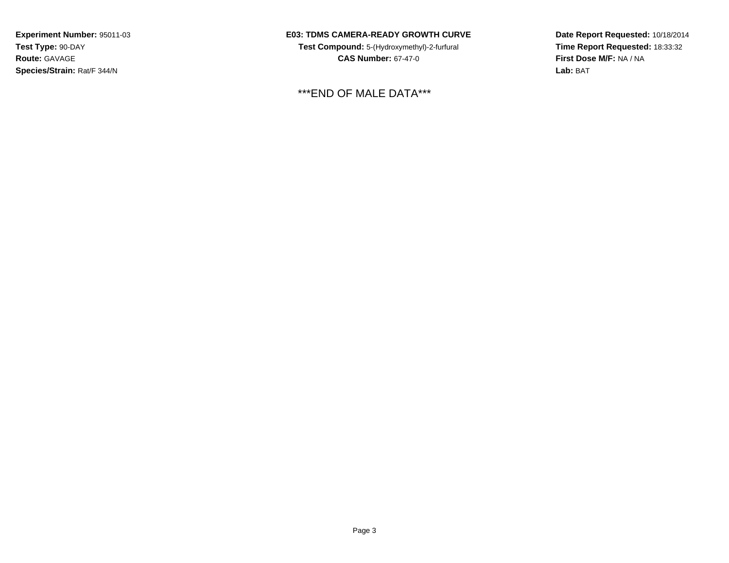**Experiment Number:** 95011-03
**Test Type:** 90-DAY
**Route:** GAVAGE
**Species/Strain:** Rat/F 344/N

**E03: TDMS CAMERA-READY GROWTH CURVE**
**Test Compound:** 5-(Hydroxymethyl)-2-furfural
**CAS Number:** 67-47-0

**Date Report Requested:** 10/18/2014
**Time Report Requested:** 18:33:32
**First Dose M/F:** NA / NA
**Lab:** BAT

***END OF MALE DATA***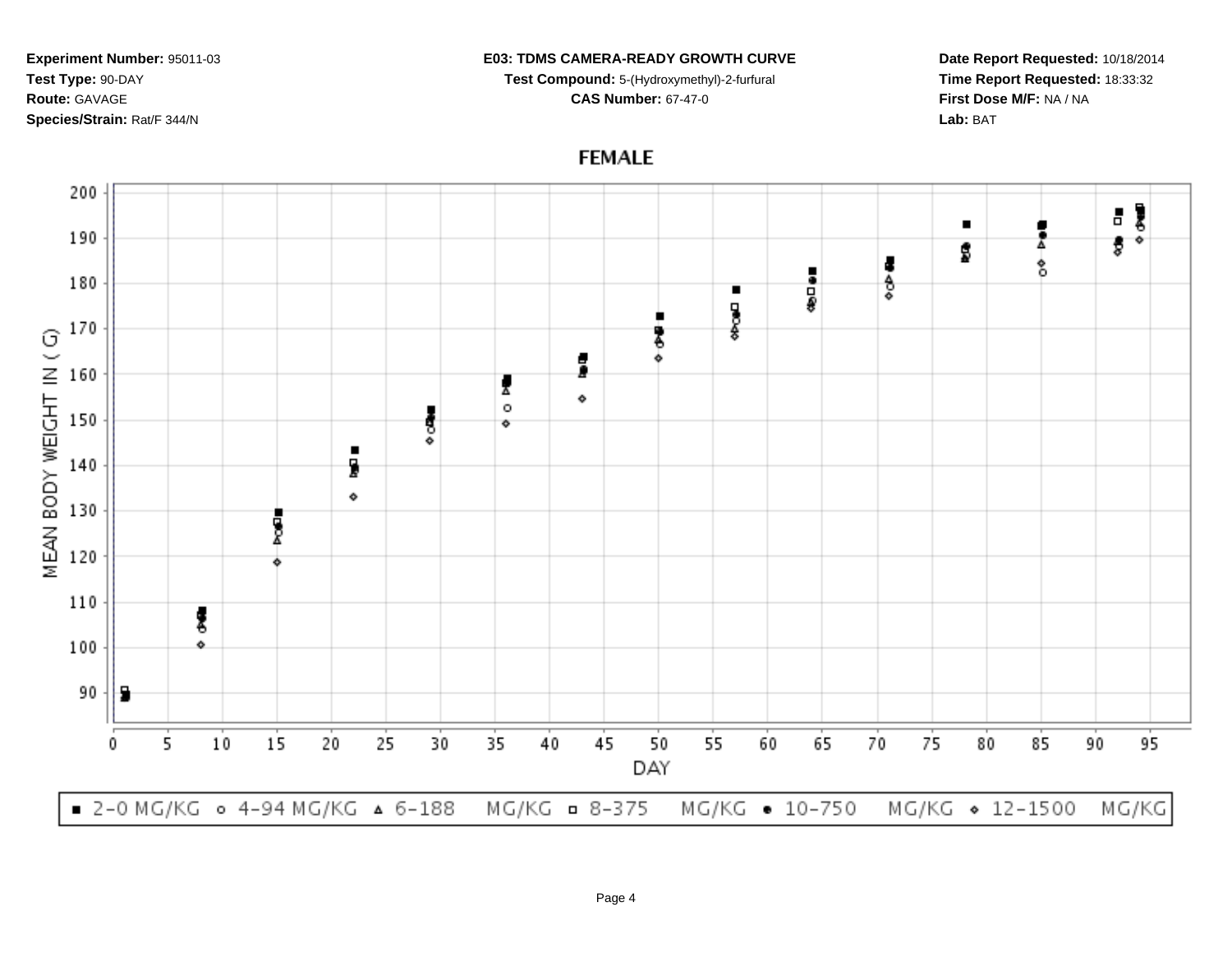**Experiment Number:** 95011-03
**Test Type:** 90-DAY
**Route:** GAVAGE
**Species/Strain:** Rat/F 344/N

**E03: TDMS CAMERA-READY GROWTH CURVE**
**Test Compound:** 5-(Hydroxymethyl)-2-furfural
**CAS Number:** 67-47-0

**Date Report Requested:** 10/18/2014
**Time Report Requested:** 18:33:32
**First Dose M/F:** NA / NA
**Lab:** BAT

## FEMALE

MEAN BODY WEIGHT IN ( G)

DAY

■ 2-0 MG/KG ○ 4-94 MG/KG ▵ 6-188 MG/KG □ 8-375 MG/KG ● 10-750 MG/KG ◇ 12-1500 MG/KG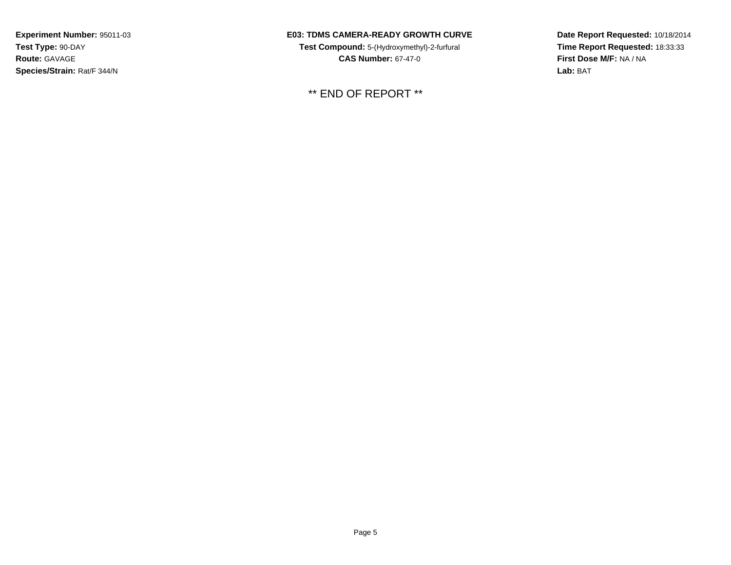**Experiment Number:** 95011-03
**Test Type:** 90-DAY
**Route:** GAVAGE
**Species/Strain:** Rat/F 344/N

**E03: TDMS CAMERA-READY GROWTH CURVE**
**Test Compound:** 5-(Hydroxymethyl)-2-furfural
**CAS Number:** 67-47-0

**Date Report Requested:** 10/18/2014
**Time Report Requested:** 18:33:33
**First Dose M/F:** NA / NA
**Lab:** BAT

** END OF REPORT **